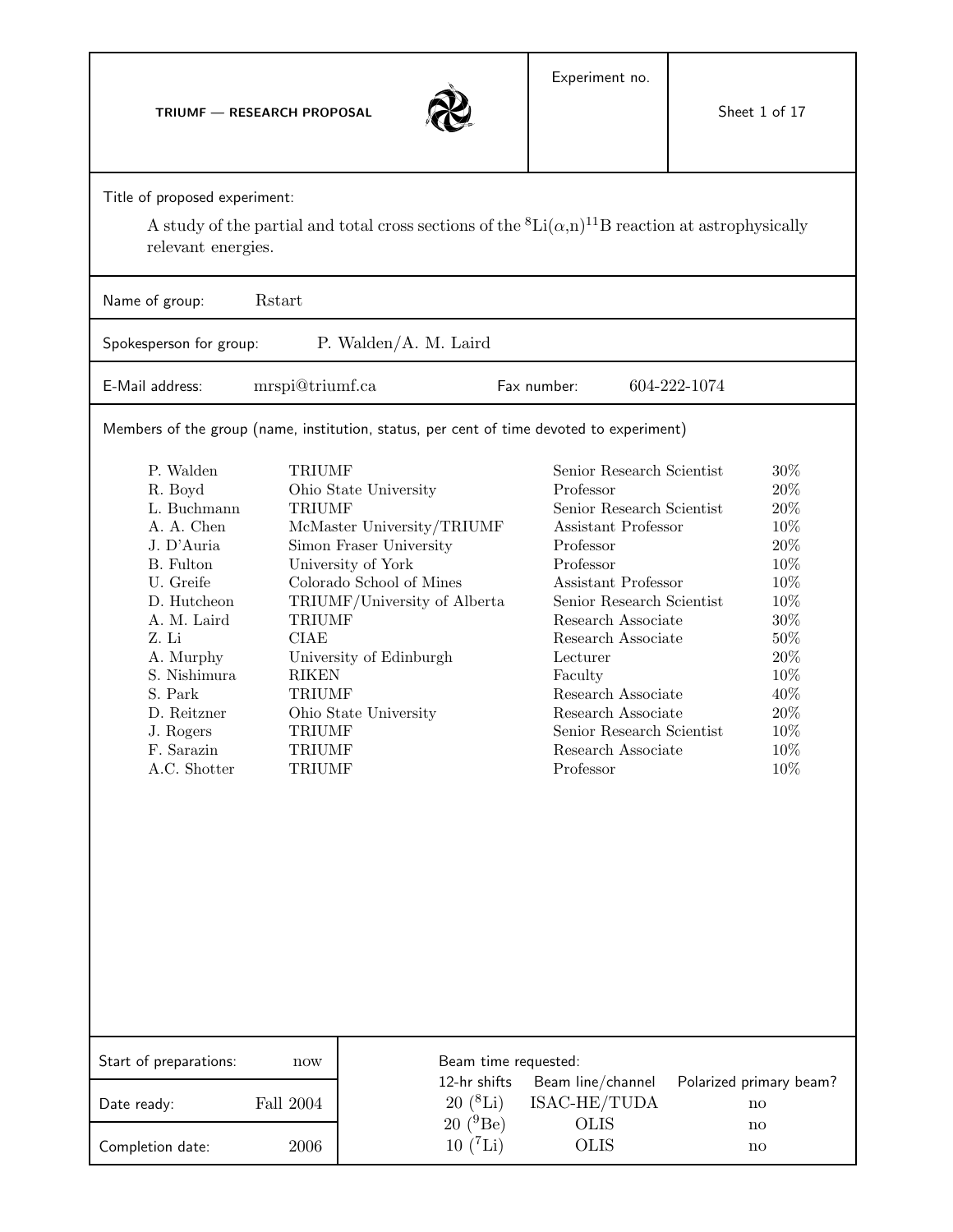**TRIUMF — RESEARCH PROPOSAL**

Experiment no.

Title of proposed experiment:

A study of the partial and total cross sections of the $^{8}$Li($\alpha$,n)$^{11}$B reaction at astrophysically relevant energies.

Name of group: Rstart

Spokesperson for group: P. Walden/A. M. Laird

E-Mail address: mrspi@triumf.ca

Fax number: 604-222-1074

Members of the group (name, institution, status, per cent of time devoted to experiment)

| Name | Institution | Status | Time |
|---|---|---|---|
| P. Walden | TRIUMF | Senior Research Scientist | 30% |
| R. Boyd | Ohio State University | Professor | 20% |
| L. Buchmann | TRIUMF | Senior Research Scientist | 20% |
| A. A. Chen | McMaster University/TRIUMF | Assistant Professor | 10% |
| J. D'Auria | Simon Fraser University | Professor | 20% |
| B. Fulton | University of York | Professor | 10% |
| U. Greife | Colorado School of Mines | Assistant Professor | 10% |
| D. Hutcheon | TRIUMF/University of Alberta | Senior Research Scientist | 10% |
| A. M. Laird | TRIUMF | Research Associate | 30% |
| Z. Li | CIAE | Research Associate | 50% |
| A. Murphy | University of Edinburgh | Lecturer | 20% |
| S. Nishimura | RIKEN | Faculty | 10% |
| S. Park | TRIUMF | Research Associate | 40% |
| D. Reitzner | Ohio State University | Research Associate | 20% |
| J. Rogers | TRIUMF | Senior Research Scientist | 10% |
| F. Sarazin | TRIUMF | Research Associate | 10% |
| A.C. Shotter | TRIUMF | Professor | 10% |

Start of preparations: now

Date ready: Fall 2004

Completion date: 2006

Beam time requested:

| 12-hr shifts | Beam line/channel | Polarized primary beam? |
|---|---|---|
| 20 ($^{8}$Li) | ISAC-HE/TUDA | no |
| 20 ($^{9}$Be) | OLIS | no |
| 10 ($^{7}$Li) | OLIS | no |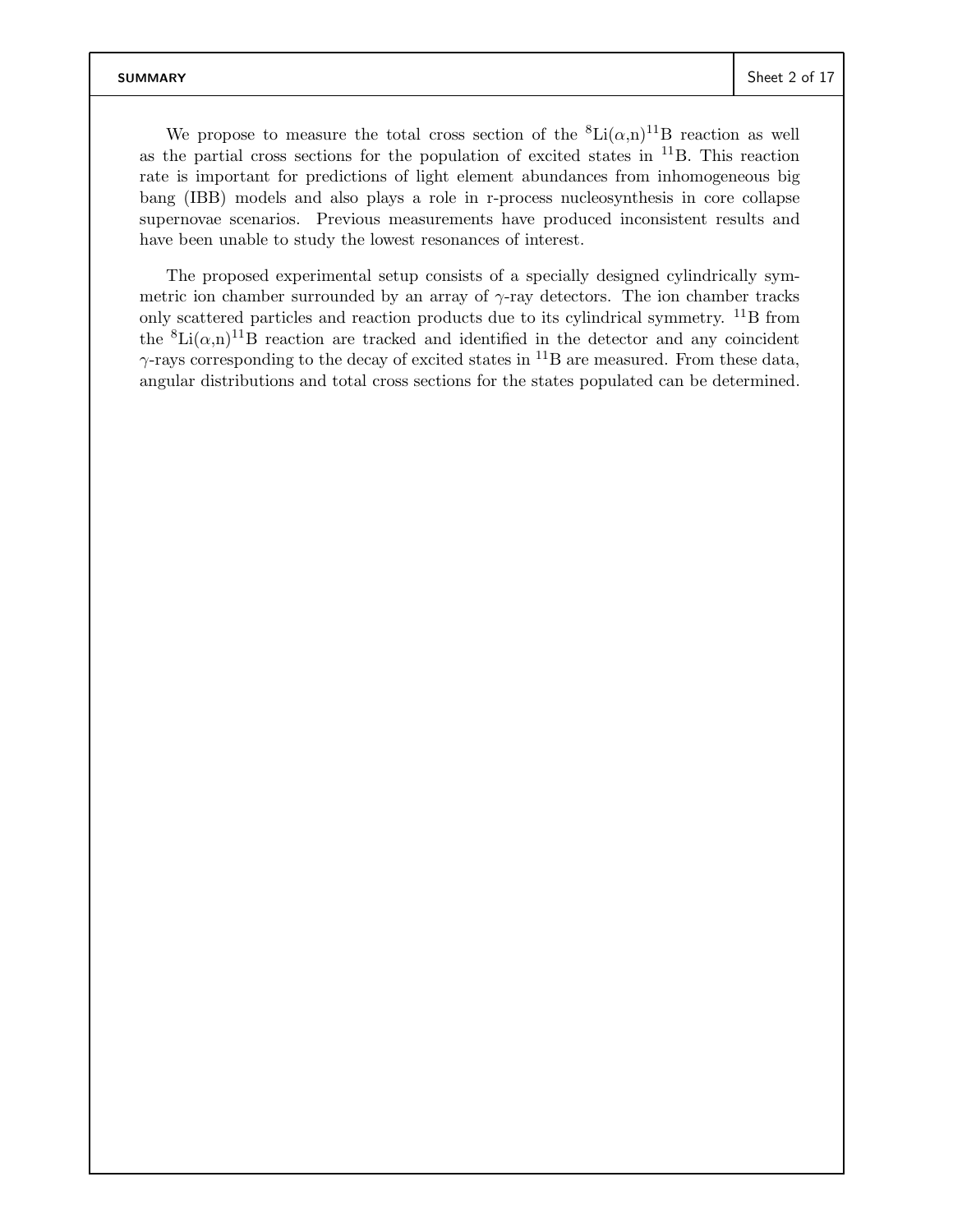# SUMMARY

We propose to measure the total cross section of the $^{8}$Li($\alpha$,n)$^{11}$B reaction as well as the partial cross sections for the population of excited states in $^{11}$B. This reaction rate is important for predictions of light element abundances from inhomogeneous big bang (IBB) models and also plays a role in r-process nucleosynthesis in core collapse supernovae scenarios. Previous measurements have produced inconsistent results and have been unable to study the lowest resonances of interest.

The proposed experimental setup consists of a specially designed cylindrically symmetric ion chamber surrounded by an array of $\gamma$-ray detectors. The ion chamber tracks only scattered particles and reaction products due to its cylindrical symmetry. $^{11}$B from the $^{8}$Li($\alpha$,n)$^{11}$B reaction are tracked and identified in the detector and any coincident $\gamma$-rays corresponding to the decay of excited states in $^{11}$B are measured. From these data, angular distributions and total cross sections for the states populated can be determined.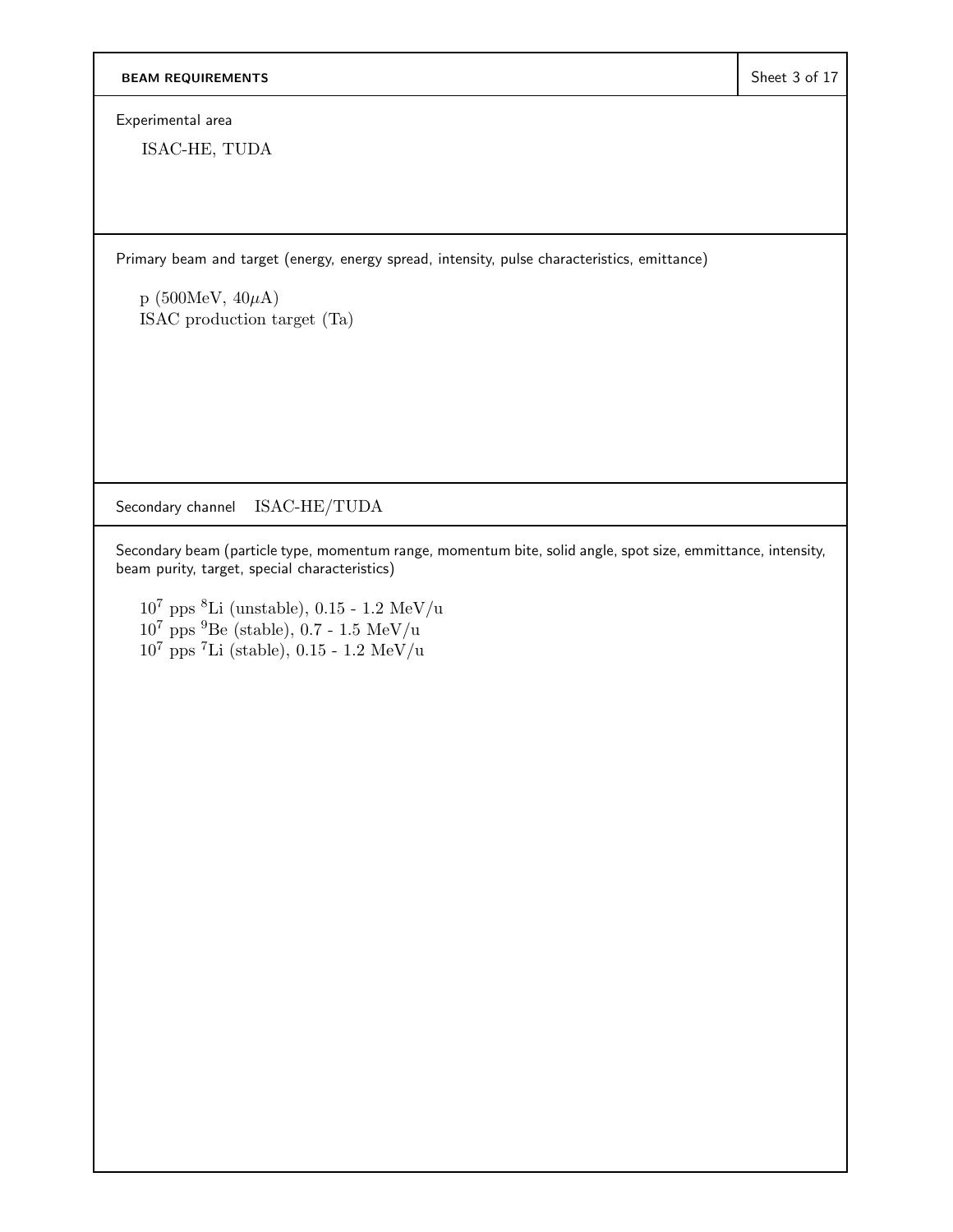## BEAM REQUIREMENTS

Experimental area

ISAC-HE, TUDA

Primary beam and target (energy, energy spread, intensity, pulse characteristics, emittance)

p (500MeV, 40$\mu$A)
ISAC production target (Ta)

Secondary channel ISAC-HE/TUDA

Secondary beam (particle type, momentum range, momentum bite, solid angle, spot size, emmittance, intensity, beam purity, target, special characteristics)

$10^7$ pps $^8$Li (unstable), 0.15 - 1.2 MeV/u
$10^7$ pps $^9$Be (stable), 0.7 - 1.5 MeV/u
$10^7$ pps $^7$Li (stable), 0.15 - 1.2 MeV/u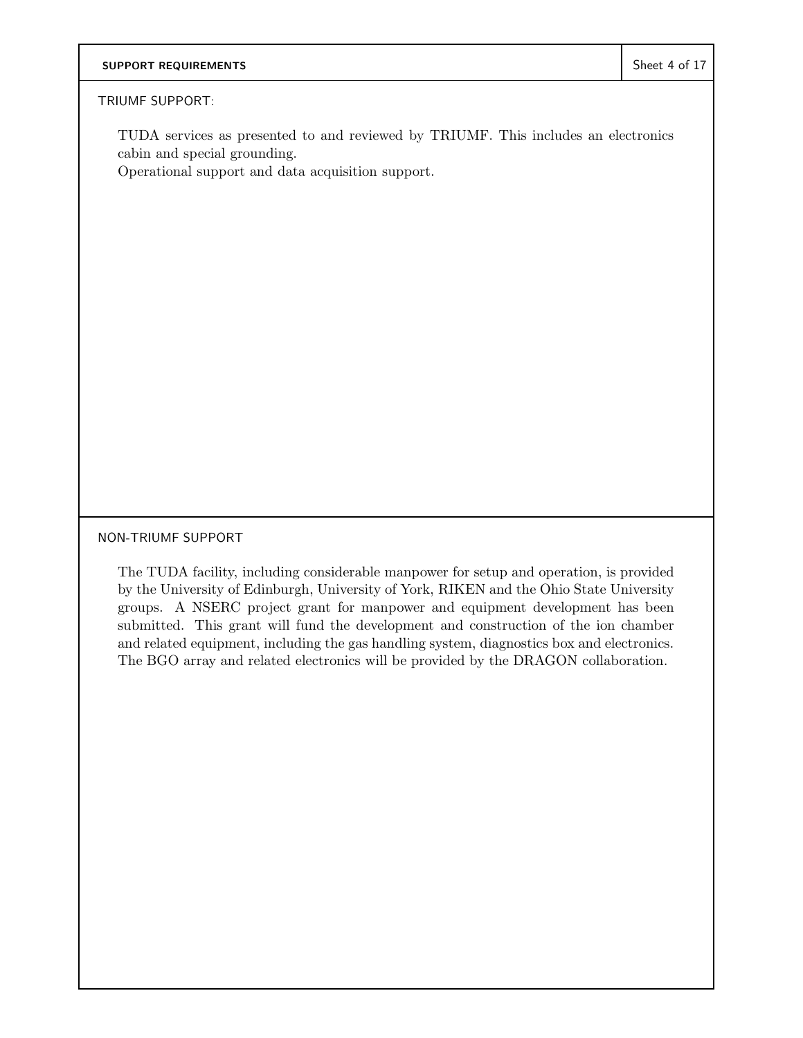## SUPPORT REQUIREMENTS

### TRIUMF SUPPORT:

TUDA services as presented to and reviewed by TRIUMF. This includes an electronics cabin and special grounding.
Operational support and data acquisition support.

### NON-TRIUMF SUPPORT

The TUDA facility, including considerable manpower for setup and operation, is provided by the University of Edinburgh, University of York, RIKEN and the Ohio State University groups. A NSERC project grant for manpower and equipment development has been submitted. This grant will fund the development and construction of the ion chamber and related equipment, including the gas handling system, diagnostics box and electronics. The BGO array and related electronics will be provided by the DRAGON collaboration.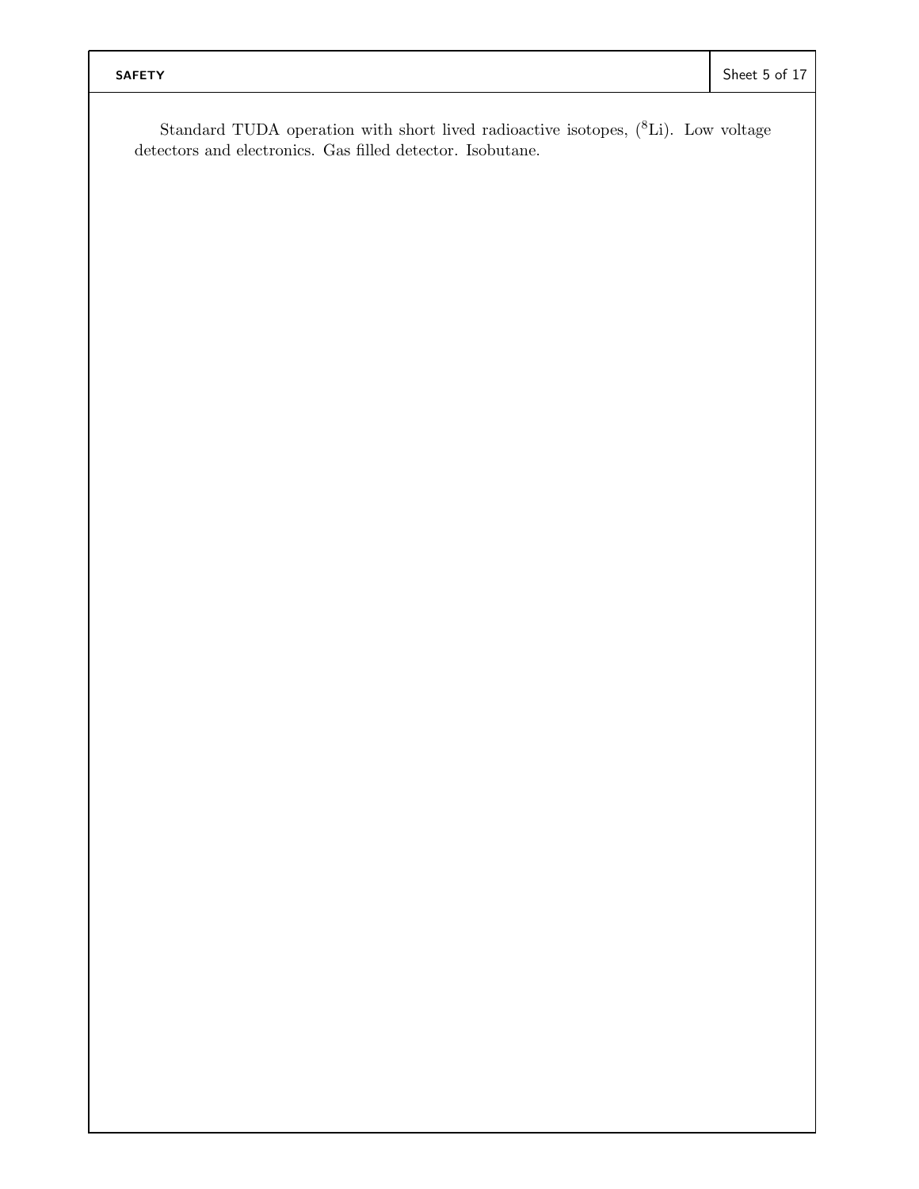## SAFETY

Standard TUDA operation with short lived radioactive isotopes, ($^{8}$Li). Low voltage detectors and electronics. Gas filled detector. Isobutane.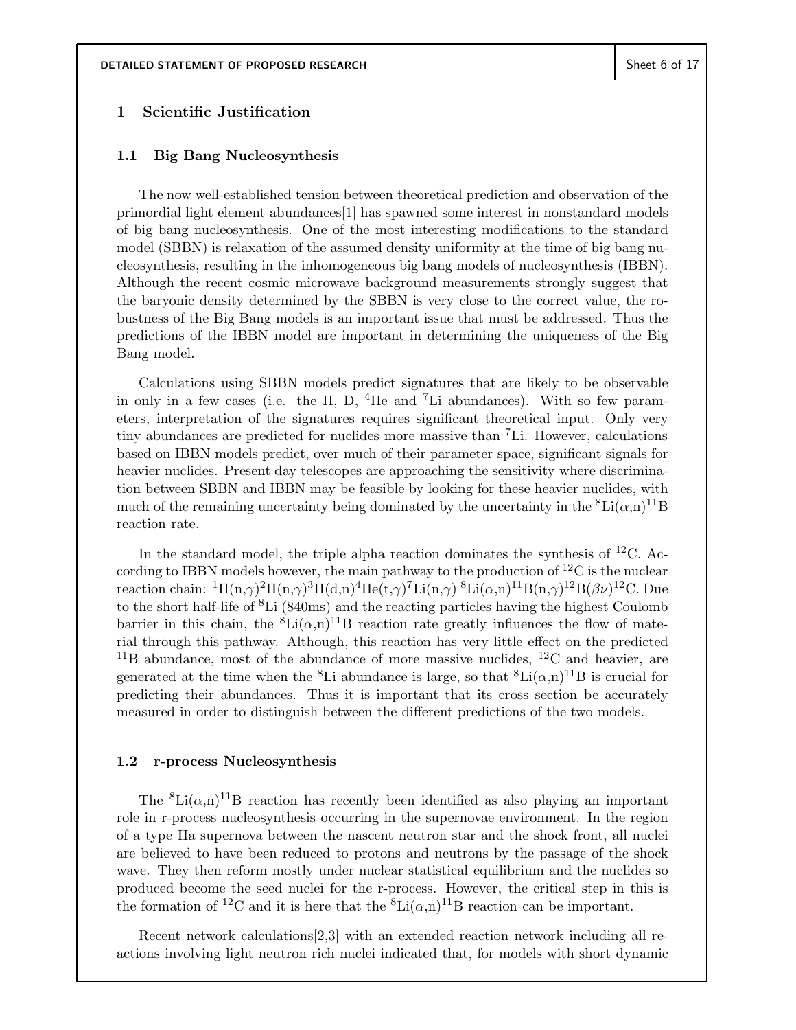## 1 Scientific Justification

### 1.1 Big Bang Nucleosynthesis

The now well-established tension between theoretical prediction and observation of the primordial light element abundances[1] has spawned some interest in nonstandard models of big bang nucleosynthesis. One of the most interesting modifications to the standard model (SBBN) is relaxation of the assumed density uniformity at the time of big bang nucleosynthesis, resulting in the inhomogeneous big bang models of nucleosynthesis (IBBN). Although the recent cosmic microwave background measurements strongly suggest that the baryonic density determined by the SBBN is very close to the correct value, the robustness of the Big Bang models is an important issue that must be addressed. Thus the predictions of the IBBN model are important in determining the uniqueness of the Big Bang model.

Calculations using SBBN models predict signatures that are likely to be observable in only in a few cases (i.e. the H, D, $^4$He and $^7$Li abundances). With so few parameters, interpretation of the signatures requires significant theoretical input. Only very tiny abundances are predicted for nuclides more massive than $^7$Li. However, calculations based on IBBN models predict, over much of their parameter space, significant signals for heavier nuclides. Present day telescopes are approaching the sensitivity where discrimination between SBBN and IBBN may be feasible by looking for these heavier nuclides, with much of the remaining uncertainty being dominated by the uncertainty in the $^8$Li($\alpha$,n)$^{11}$B reaction rate.

In the standard model, the triple alpha reaction dominates the synthesis of $^{12}$C. According to IBBN models however, the main pathway to the production of $^{12}$C is the nuclear reaction chain: $^1$H(n,$\gamma$)$^2$H(n,$\gamma$)$^3$H(d,n)$^4$He(t,$\gamma$)$^7$Li(n,$\gamma$) $^8$Li($\alpha$,n)$^{11}$B(n,$\gamma$)$^{12}$B($\beta\nu$)$^{12}$C. Due to the short half-life of $^8$Li (840ms) and the reacting particles having the highest Coulomb barrier in this chain, the $^8$Li($\alpha$,n)$^{11}$B reaction rate greatly influences the flow of material through this pathway. Although, this reaction has very little effect on the predicted $^{11}$B abundance, most of the abundance of more massive nuclides, $^{12}$C and heavier, are generated at the time when the $^8$Li abundance is large, so that $^8$Li($\alpha$,n)$^{11}$B is crucial for predicting their abundances. Thus it is important that its cross section be accurately measured in order to distinguish between the different predictions of the two models.

### 1.2 r-process Nucleosynthesis

The $^8$Li($\alpha$,n)$^{11}$B reaction has recently been identified as also playing an important role in r-process nucleosynthesis occurring in the supernovae environment. In the region of a type IIa supernova between the nascent neutron star and the shock front, all nuclei are believed to have been reduced to protons and neutrons by the passage of the shock wave. They then reform mostly under nuclear statistical equilibrium and the nuclides so produced become the seed nuclei for the r-process. However, the critical step in this is the formation of $^{12}$C and it is here that the $^8$Li($\alpha$,n)$^{11}$B reaction can be important.

Recent network calculations[2,3] with an extended reaction network including all reactions involving light neutron rich nuclei indicated that, for models with short dynamic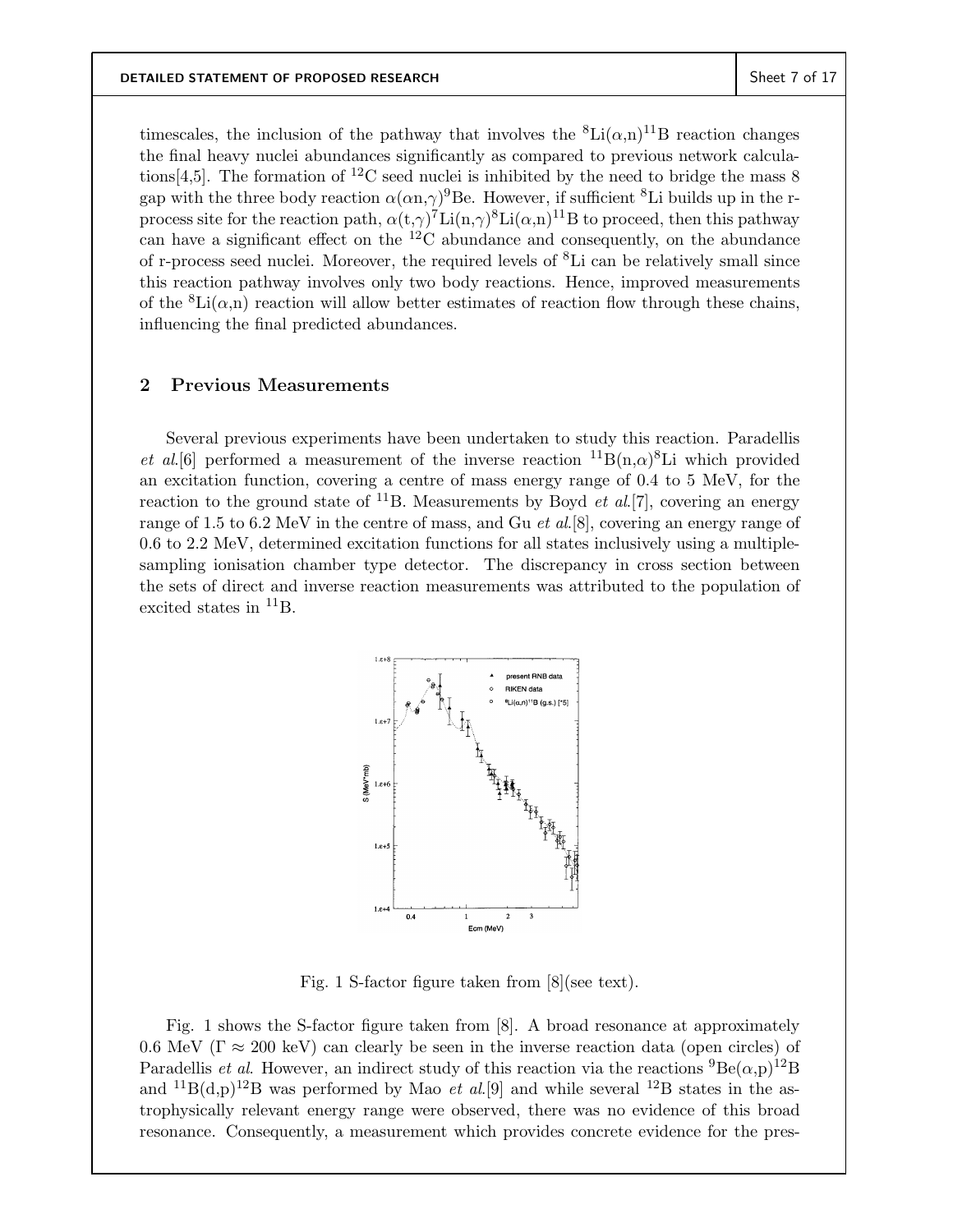timescales, the inclusion of the pathway that involves the $^{8}$Li($\alpha$,n)$^{11}$B reaction changes the final heavy nuclei abundances significantly as compared to previous network calculations[4,5]. The formation of $^{12}$C seed nuclei is inhibited by the need to bridge the mass 8 gap with the three body reaction $\alpha(\alpha n,\gamma)^{9}$Be. However, if sufficient $^{8}$Li builds up in the r-process site for the reaction path, $\alpha(t,\gamma)^{7}$Li(n,$\gamma$)$^{8}$Li($\alpha$,n)$^{11}$B to proceed, then this pathway can have a significant effect on the $^{12}$C abundance and consequently, on the abundance of r-process seed nuclei. Moreover, the required levels of $^{8}$Li can be relatively small since this reaction pathway involves only two body reactions. Hence, improved measurements of the $^{8}$Li($\alpha$,n) reaction will allow better estimates of reaction flow through these chains, influencing the final predicted abundances.

## 2 Previous Measurements

Several previous experiments have been undertaken to study this reaction. Paradellis *et al.*[6] performed a measurement of the inverse reaction $^{11}$B(n,$\alpha$)$^{8}$Li which provided an excitation function, covering a centre of mass energy range of 0.4 to 5 MeV, for the reaction to the ground state of $^{11}$B. Measurements by Boyd *et al.*[7], covering an energy range of 1.5 to 6.2 MeV in the centre of mass, and Gu *et al.*[8], covering an energy range of 0.6 to 2.2 MeV, determined excitation functions for all states inclusively using a multiple-sampling ionisation chamber type detector. The discrepancy in cross section between the sets of direct and inverse reaction measurements was attributed to the population of excited states in $^{11}$B.

Fig. 1 S-factor figure taken from [8](see text).

Fig. 1 shows the S-factor figure taken from [8]. A broad resonance at approximately 0.6 MeV ($\Gamma \approx 200$ keV) can clearly be seen in the inverse reaction data (open circles) of Paradellis *et al.* However, an indirect study of this reaction via the reactions $^{9}$Be($\alpha$,p)$^{12}$B and $^{11}$B(d,p)$^{12}$B was performed by Mao *et al.*[9] and while several $^{12}$B states in the astrophysically relevant energy range were observed, there was no evidence of this broad resonance. Consequently, a measurement which provides concrete evidence for the pres-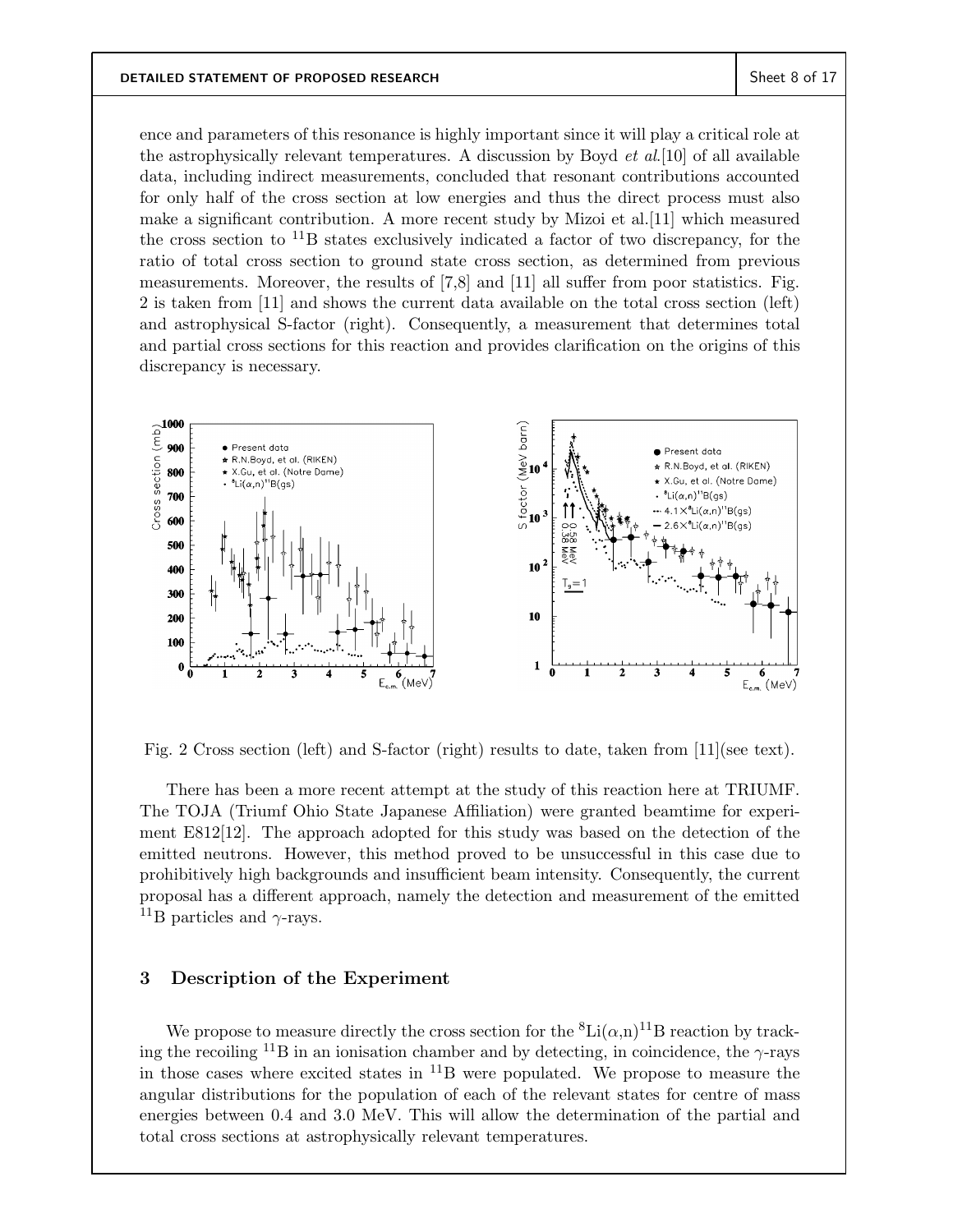ence and parameters of this resonance is highly important since it will play a critical role at the astrophysically relevant temperatures. A discussion by Boyd *et al.*[10] of all available data, including indirect measurements, concluded that resonant contributions accounted for only half of the cross section at low energies and thus the direct process must also make a significant contribution. A more recent study by Mizoi et al.[11] which measured the cross section to $^{11}$B states exclusively indicated a factor of two discrepancy, for the ratio of total cross section to ground state cross section, as determined from previous measurements. Moreover, the results of [7,8] and [11] all suffer from poor statistics. Fig. 2 is taken from [11] and shows the current data available on the total cross section (left) and astrophysical S-factor (right). Consequently, a measurement that determines total and partial cross sections for this reaction and provides clarification on the origins of this discrepancy is necessary.

Fig. 2 Cross section (left) and S-factor (right) results to date, taken from [11](see text).

There has been a more recent attempt at the study of this reaction here at TRIUMF. The TOJA (Triumf Ohio State Japanese Affiliation) were granted beamtime for experiment E812[12]. The approach adopted for this study was based on the detection of the emitted neutrons. However, this method proved to be unsuccessful in this case due to prohibitively high backgrounds and insufficient beam intensity. Consequently, the current proposal has a different approach, namely the detection and measurement of the emitted $^{11}$B particles and $\gamma$-rays.

## 3 Description of the Experiment

We propose to measure directly the cross section for the $^{8}$Li($\alpha$,n)$^{11}$B reaction by tracking the recoiling $^{11}$B in an ionisation chamber and by detecting, in coincidence, the $\gamma$-rays in those cases where excited states in $^{11}$B were populated. We propose to measure the angular distributions for the population of each of the relevant states for centre of mass energies between 0.4 and 3.0 MeV. This will allow the determination of the partial and total cross sections at astrophysically relevant temperatures.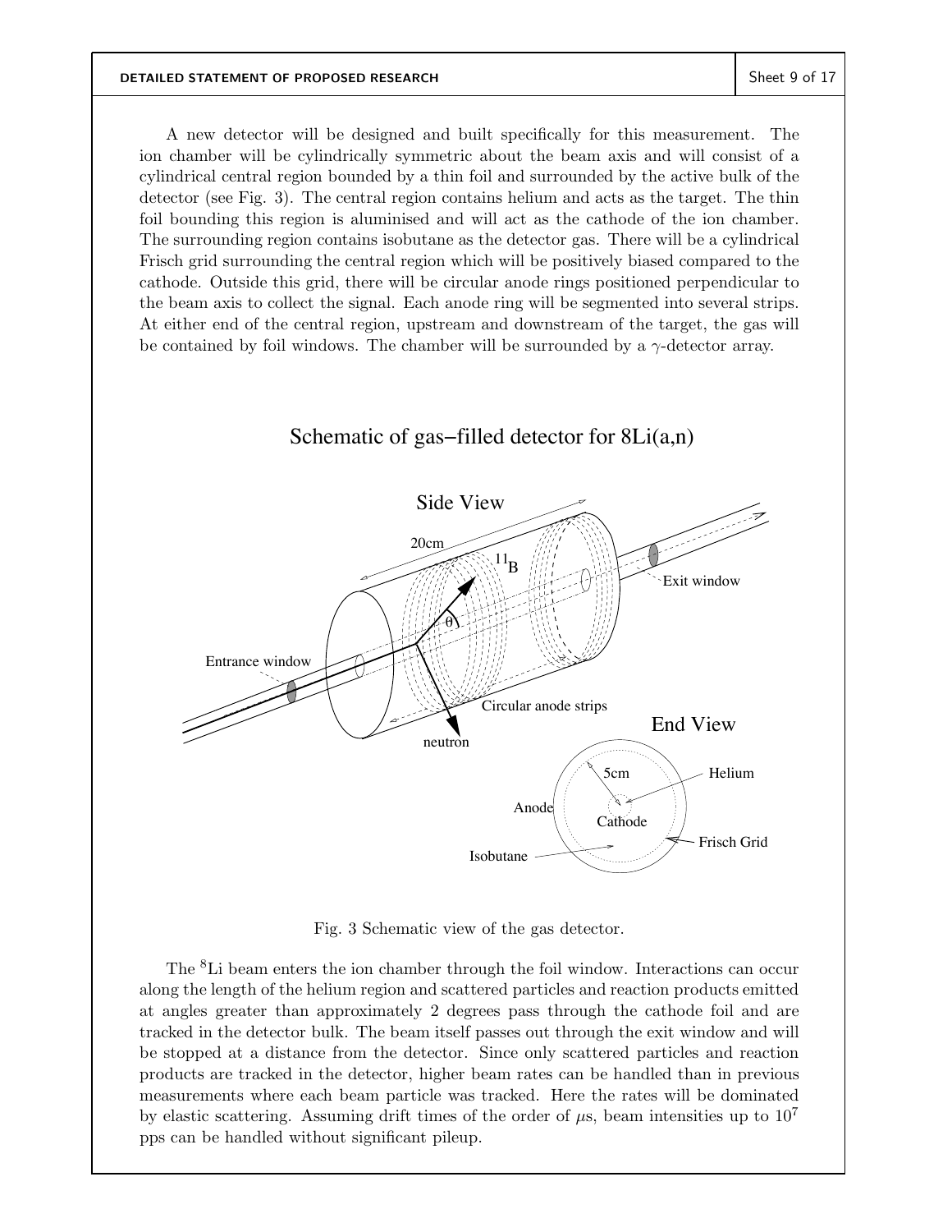A new detector will be designed and built specifically for this measurement. The ion chamber will be cylindrically symmetric about the beam axis and will consist of a cylindrical central region bounded by a thin foil and surrounded by the active bulk of the detector (see Fig. 3). The central region contains helium and acts as the target. The thin foil bounding this region is aluminised and will act as the cathode of the ion chamber. The surrounding region contains isobutane as the detector gas. There will be a cylindrical Frisch grid surrounding the central region which will be positively biased compared to the cathode. Outside this grid, there will be circular anode rings positioned perpendicular to the beam axis to collect the signal. Each anode ring will be segmented into several strips. At either end of the central region, upstream and downstream of the target, the gas will be contained by foil windows. The chamber will be surrounded by a $\gamma$-detector array.

Fig. 3 Schematic view of the gas detector.

The $^{8}$Li beam enters the ion chamber through the foil window. Interactions can occur along the length of the helium region and scattered particles and reaction products emitted at angles greater than approximately 2 degrees pass through the cathode foil and are tracked in the detector bulk. The beam itself passes out through the exit window and will be stopped at a distance from the detector. Since only scattered particles and reaction products are tracked in the detector, higher beam rates can be handled than in previous measurements where each beam particle was tracked. Here the rates will be dominated by elastic scattering. Assuming drift times of the order of $\mu$s, beam intensities up to $10^7$ pps can be handled without significant pileup.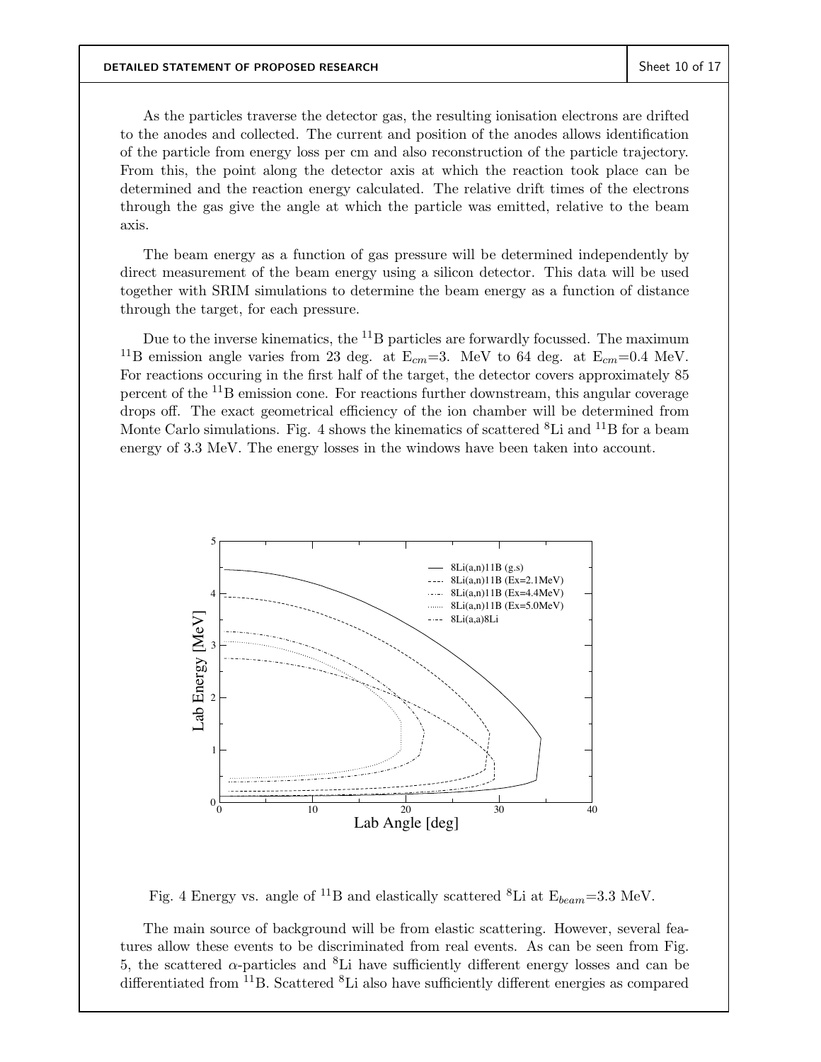As the particles traverse the detector gas, the resulting ionisation electrons are drifted to the anodes and collected. The current and position of the anodes allows identification of the particle from energy loss per cm and also reconstruction of the particle trajectory. From this, the point along the detector axis at which the reaction took place can be determined and the reaction energy calculated. The relative drift times of the electrons through the gas give the angle at which the particle was emitted, relative to the beam axis.

The beam energy as a function of gas pressure will be determined independently by direct measurement of the beam energy using a silicon detector. This data will be used together with SRIM simulations to determine the beam energy as a function of distance through the target, for each pressure.

Due to the inverse kinematics, the $^{11}$B particles are forwardly focussed. The maximum $^{11}$B emission angle varies from 23 deg. at $E_{cm}$=3. MeV to 64 deg. at $E_{cm}$=0.4 MeV. For reactions occuring in the first half of the target, the detector covers approximately 85 percent of the $^{11}$B emission cone. For reactions further downstream, this angular coverage drops off. The exact geometrical efficiency of the ion chamber will be determined from Monte Carlo simulations. Fig. 4 shows the kinematics of scattered $^{8}$Li and $^{11}$B for a beam energy of 3.3 MeV. The energy losses in the windows have been taken into account.

Fig. 4 Energy vs. angle of $^{11}$B and elastically scattered $^{8}$Li at $E_{beam}$=3.3 MeV.

The main source of background will be from elastic scattering. However, several features allow these events to be discriminated from real events. As can be seen from Fig. 5, the scattered $\alpha$-particles and $^{8}$Li have sufficiently different energy losses and can be differentiated from $^{11}$B. Scattered $^{8}$Li also have sufficiently different energies as compared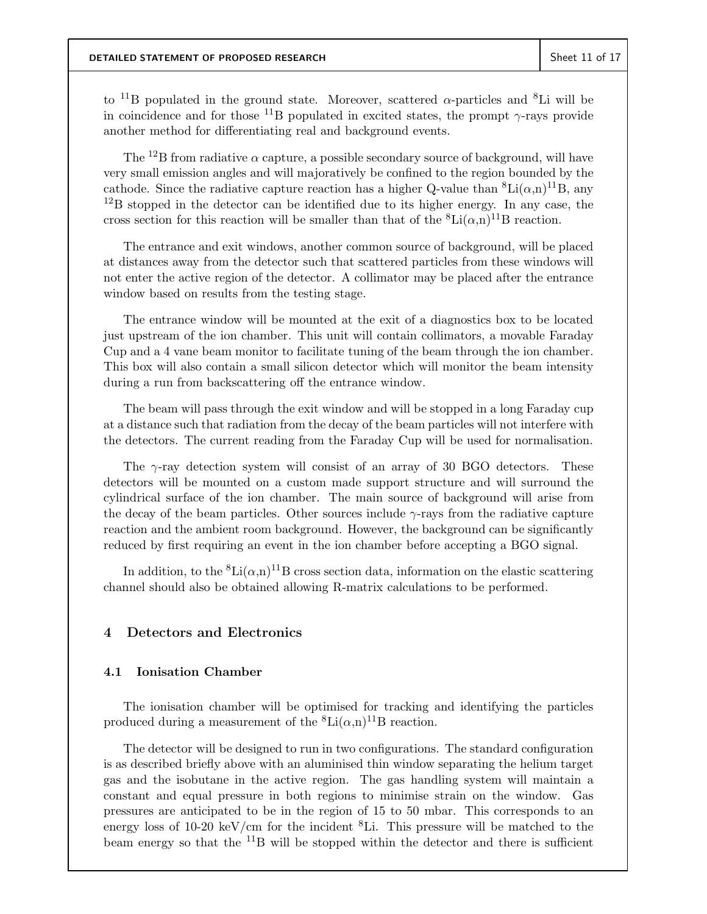to $^{11}$B populated in the ground state. Moreover, scattered $\alpha$-particles and $^{8}$Li will be in coincidence and for those $^{11}$B populated in excited states, the prompt $\gamma$-rays provide another method for differentiating real and background events.

The $^{12}$B from radiative $\alpha$ capture, a possible secondary source of background, will have very small emission angles and will majoratively be confined to the region bounded by the cathode. Since the radiative capture reaction has a higher Q-value than $^{8}$Li($\alpha$,n)$^{11}$B, any $^{12}$B stopped in the detector can be identified due to its higher energy. In any case, the cross section for this reaction will be smaller than that of the $^{8}$Li($\alpha$,n)$^{11}$B reaction.

The entrance and exit windows, another common source of background, will be placed at distances away from the detector such that scattered particles from these windows will not enter the active region of the detector. A collimator may be placed after the entrance window based on results from the testing stage.

The entrance window will be mounted at the exit of a diagnostics box to be located just upstream of the ion chamber. This unit will contain collimators, a movable Faraday Cup and a 4 vane beam monitor to facilitate tuning of the beam through the ion chamber. This box will also contain a small silicon detector which will monitor the beam intensity during a run from backscattering off the entrance window.

The beam will pass through the exit window and will be stopped in a long Faraday cup at a distance such that radiation from the decay of the beam particles will not interfere with the detectors. The current reading from the Faraday Cup will be used for normalisation.

The $\gamma$-ray detection system will consist of an array of 30 BGO detectors. These detectors will be mounted on a custom made support structure and will surround the cylindrical surface of the ion chamber. The main source of background will arise from the decay of the beam particles. Other sources include $\gamma$-rays from the radiative capture reaction and the ambient room background. However, the background can be significantly reduced by first requiring an event in the ion chamber before accepting a BGO signal.

In addition, to the $^{8}$Li($\alpha$,n)$^{11}$B cross section data, information on the elastic scattering channel should also be obtained allowing R-matrix calculations to be performed.

## 4 Detectors and Electronics

### 4.1 Ionisation Chamber

The ionisation chamber will be optimised for tracking and identifying the particles produced during a measurement of the $^{8}$Li($\alpha$,n)$^{11}$B reaction.

The detector will be designed to run in two configurations. The standard configuration is as described briefly above with an aluminised thin window separating the helium target gas and the isobutane in the active region. The gas handling system will maintain a constant and equal pressure in both regions to minimise strain on the window. Gas pressures are anticipated to be in the region of 15 to 50 mbar. This corresponds to an energy loss of 10-20 keV/cm for the incident $^{8}$Li. This pressure will be matched to the beam energy so that the $^{11}$B will be stopped within the detector and there is sufficient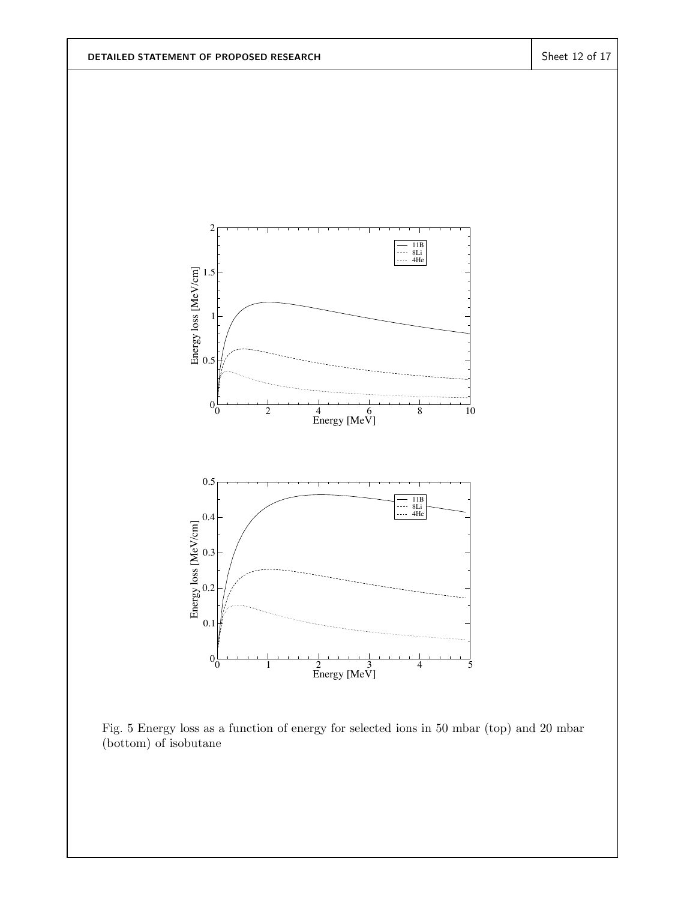Fig. 5 Energy loss as a function of energy for selected ions in 50 mbar (top) and 20 mbar (bottom) of isobutane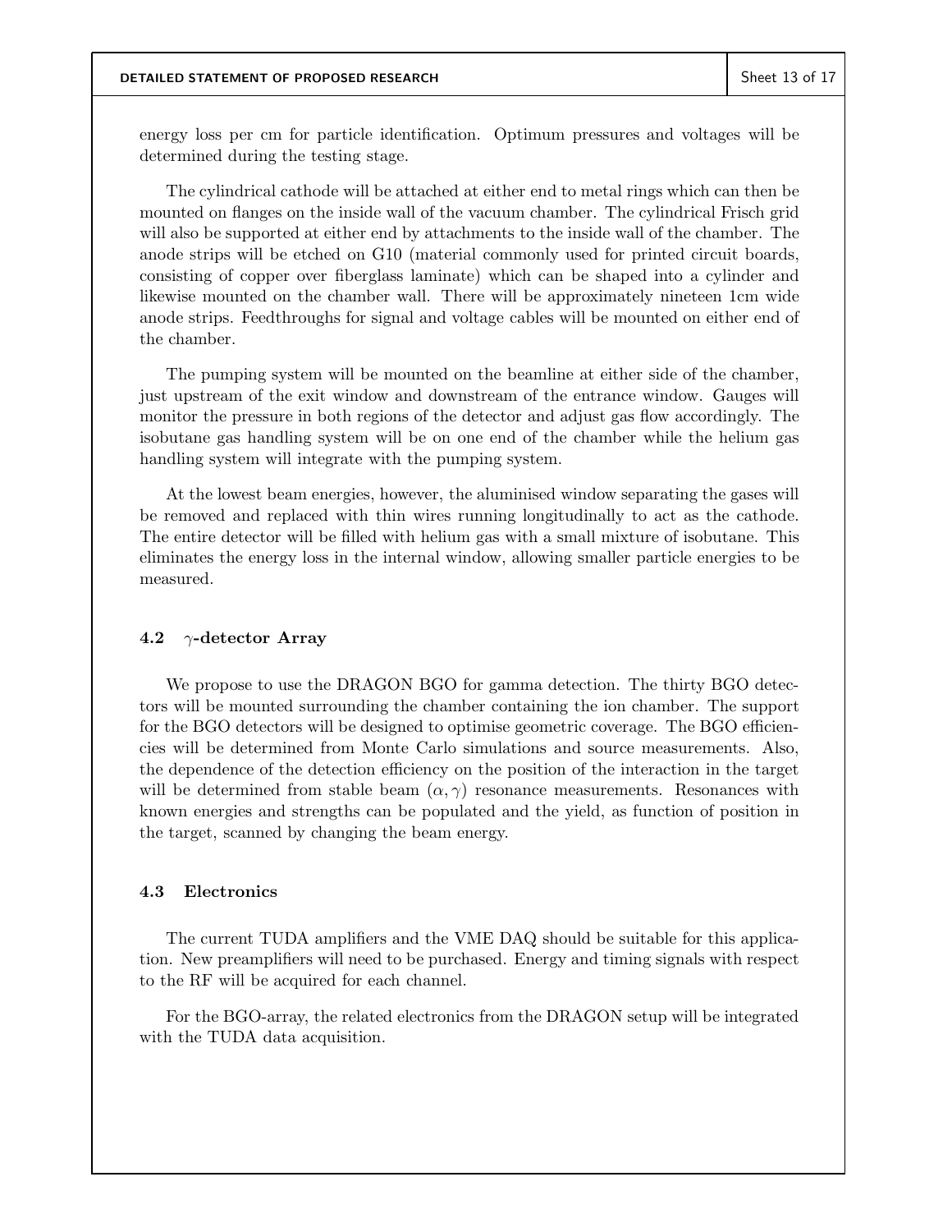energy loss per cm for particle identification. Optimum pressures and voltages will be determined during the testing stage.

The cylindrical cathode will be attached at either end to metal rings which can then be mounted on flanges on the inside wall of the vacuum chamber. The cylindrical Frisch grid will also be supported at either end by attachments to the inside wall of the chamber. The anode strips will be etched on G10 (material commonly used for printed circuit boards, consisting of copper over fiberglass laminate) which can be shaped into a cylinder and likewise mounted on the chamber wall. There will be approximately nineteen 1cm wide anode strips. Feedthroughs for signal and voltage cables will be mounted on either end of the chamber.

The pumping system will be mounted on the beamline at either side of the chamber, just upstream of the exit window and downstream of the entrance window. Gauges will monitor the pressure in both regions of the detector and adjust gas flow accordingly. The isobutane gas handling system will be on one end of the chamber while the helium gas handling system will integrate with the pumping system.

At the lowest beam energies, however, the aluminised window separating the gases will be removed and replaced with thin wires running longitudinally to act as the cathode. The entire detector will be filled with helium gas with a small mixture of isobutane. This eliminates the energy loss in the internal window, allowing smaller particle energies to be measured.

### 4.2 $\gamma$-detector Array

We propose to use the DRAGON BGO for gamma detection. The thirty BGO detectors will be mounted surrounding the chamber containing the ion chamber. The support for the BGO detectors will be designed to optimise geometric coverage. The BGO efficiencies will be determined from Monte Carlo simulations and source measurements. Also, the dependence of the detection efficiency on the position of the interaction in the target will be determined from stable beam $(\alpha, \gamma)$ resonance measurements. Resonances with known energies and strengths can be populated and the yield, as function of position in the target, scanned by changing the beam energy.

### 4.3 Electronics

The current TUDA amplifiers and the VME DAQ should be suitable for this application. New preamplifiers will need to be purchased. Energy and timing signals with respect to the RF will be acquired for each channel.

For the BGO-array, the related electronics from the DRAGON setup will be integrated with the TUDA data acquisition.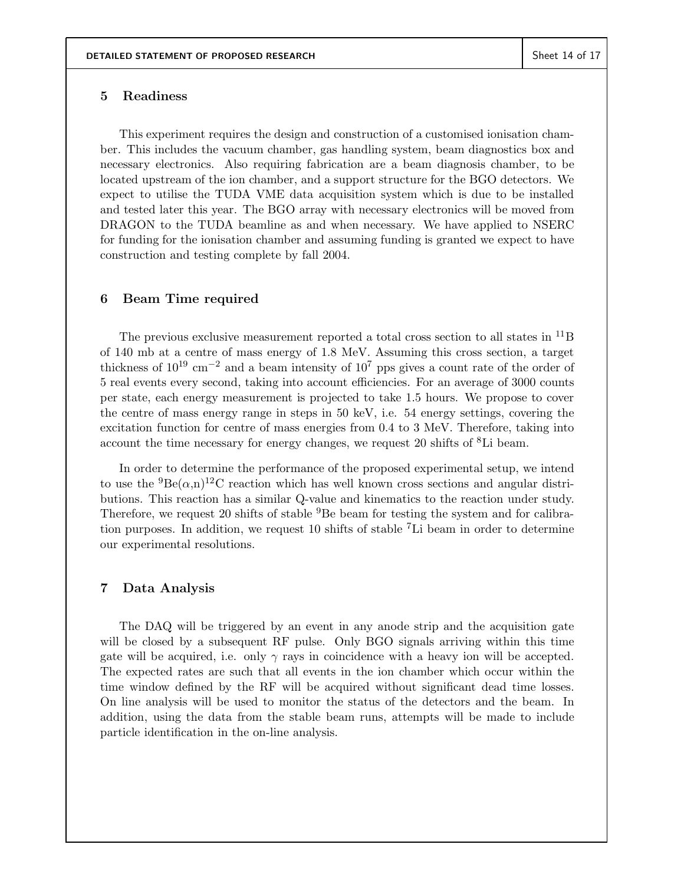## 5 Readiness

This experiment requires the design and construction of a customised ionisation chamber. This includes the vacuum chamber, gas handling system, beam diagnostics box and necessary electronics. Also requiring fabrication are a beam diagnosis chamber, to be located upstream of the ion chamber, and a support structure for the BGO detectors. We expect to utilise the TUDA VME data acquisition system which is due to be installed and tested later this year. The BGO array with necessary electronics will be moved from DRAGON to the TUDA beamline as and when necessary. We have applied to NSERC for funding for the ionisation chamber and assuming funding is granted we expect to have construction and testing complete by fall 2004.

## 6 Beam Time required

The previous exclusive measurement reported a total cross section to all states in $^{11}$B of 140 mb at a centre of mass energy of 1.8 MeV. Assuming this cross section, a target thickness of $10^{19}$ cm$^{-2}$ and a beam intensity of $10^7$ pps gives a count rate of the order of 5 real events every second, taking into account efficiencies. For an average of 3000 counts per state, each energy measurement is projected to take 1.5 hours. We propose to cover the centre of mass energy range in steps in 50 keV, i.e. 54 energy settings, covering the excitation function for centre of mass energies from 0.4 to 3 MeV. Therefore, taking into account the time necessary for energy changes, we request 20 shifts of $^8$Li beam.

In order to determine the performance of the proposed experimental setup, we intend to use the $^9$Be($\alpha$,n)$^{12}$C reaction which has well known cross sections and angular distributions. This reaction has a similar Q-value and kinematics to the reaction under study. Therefore, we request 20 shifts of stable $^9$Be beam for testing the system and for calibration purposes. In addition, we request 10 shifts of stable $^7$Li beam in order to determine our experimental resolutions.

## 7 Data Analysis

The DAQ will be triggered by an event in any anode strip and the acquisition gate will be closed by a subsequent RF pulse. Only BGO signals arriving within this time gate will be acquired, i.e. only $\gamma$ rays in coincidence with a heavy ion will be accepted. The expected rates are such that all events in the ion chamber which occur within the time window defined by the RF will be acquired without significant dead time losses. On line analysis will be used to monitor the status of the detectors and the beam. In addition, using the data from the stable beam runs, attempts will be made to include particle identification in the on-line analysis.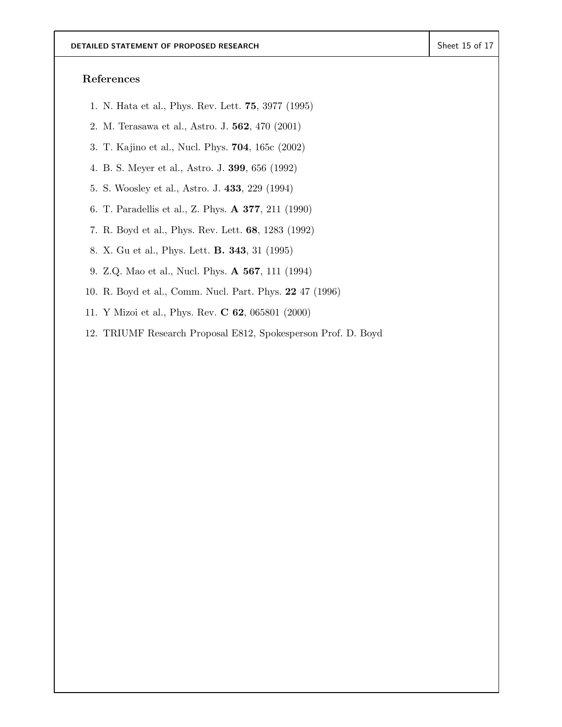### References

1. N. Hata et al., Phys. Rev. Lett. **75**, 3977 (1995)
2. M. Terasawa et al., Astro. J. **562**, 470 (2001)
3. T. Kajino et al., Nucl. Phys. **704**, 165c (2002)
4. B. S. Meyer et al., Astro. J. **399**, 656 (1992)
5. S. Woosley et al., Astro. J. **433**, 229 (1994)
6. T. Paradellis et al., Z. Phys. **A 377**, 211 (1990)
7. R. Boyd et al., Phys. Rev. Lett. **68**, 1283 (1992)
8. X. Gu et al., Phys. Lett. **B. 343**, 31 (1995)
9. Z.Q. Mao et al., Nucl. Phys. **A 567**, 111 (1994)
10. R. Boyd et al., Comm. Nucl. Part. Phys. **22** 47 (1996)
11. Y Mizoi et al., Phys. Rev. **C 62**, 065801 (2000)
12. TRIUMF Research Proposal E812, Spokesperson Prof. D. Boyd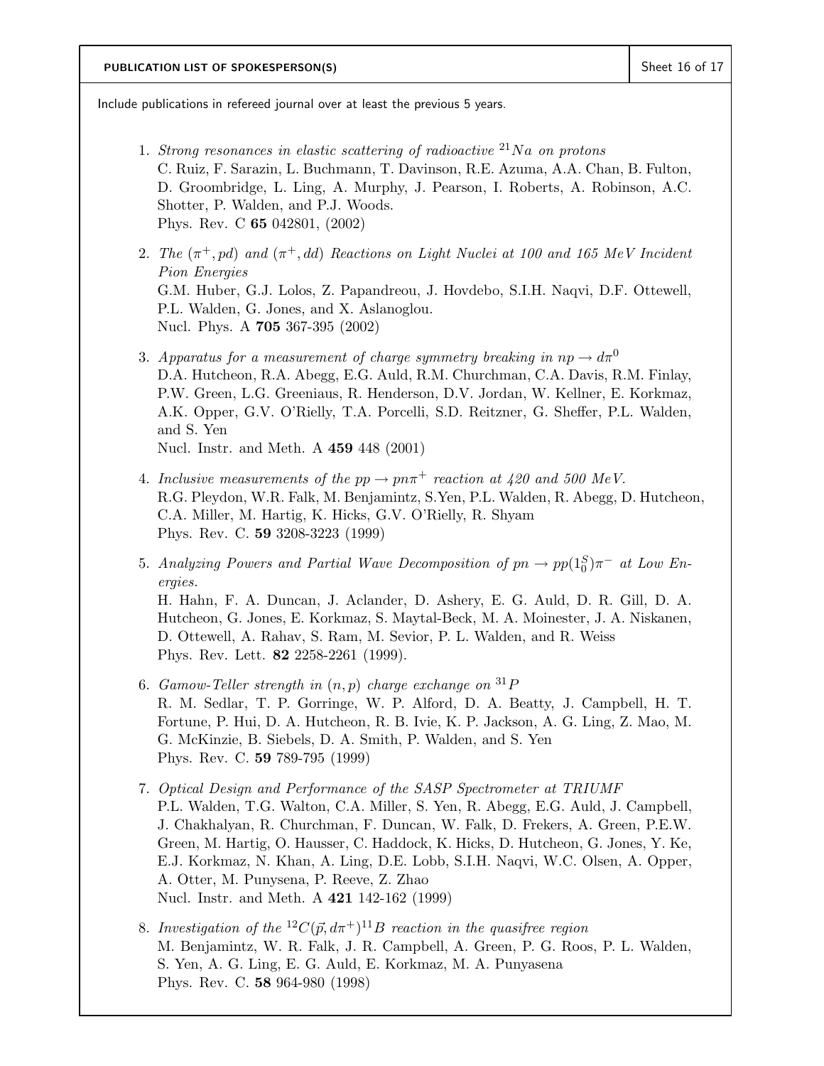## PUBLICATION LIST OF SPOKESPERSON(S)

Include publications in refereed journal over at least the previous 5 years.

1. *Strong resonances in elastic scattering of radioactive* $^{21}Na$ *on protons*
   C. Ruiz, F. Sarazin, L. Buchmann, T. Davinson, R.E. Azuma, A.A. Chan, B. Fulton, D. Groombridge, L. Ling, A. Murphy, J. Pearson, I. Roberts, A. Robinson, A.C. Shotter, P. Walden, and P.J. Woods.
   Phys. Rev. C **65** 042801, (2002)

2. *The* $(\pi^+, pd)$ *and* $(\pi^+, dd)$ *Reactions on Light Nuclei at 100 and 165 MeV Incident Pion Energies*
   G.M. Huber, G.J. Lolos, Z. Papandreou, J. Hovdebo, S.I.H. Naqvi, D.F. Ottewell, P.L. Walden, G. Jones, and X. Aslanoglou.
   Nucl. Phys. A **705** 367-395 (2002)

3. *Apparatus for a measurement of charge symmetry breaking in* $np \rightarrow d\pi^0$
   D.A. Hutcheon, R.A. Abegg, E.G. Auld, R.M. Churchman, C.A. Davis, R.M. Finlay, P.W. Green, L.G. Greeniaus, R. Henderson, D.V. Jordan, W. Kellner, E. Korkmaz, A.K. Opper, G.V. O'Rielly, T.A. Porcelli, S.D. Reitzner, G. Sheffer, P.L. Walden, and S. Yen
   Nucl. Instr. and Meth. A **459** 448 (2001)

4. *Inclusive measurements of the* $pp \rightarrow pn\pi^+$ *reaction at 420 and 500 MeV.*
   R.G. Pleydon, W.R. Falk, M. Benjamintz, S.Yen, P.L. Walden, R. Abegg, D. Hutcheon, C.A. Miller, M. Hartig, K. Hicks, G.V. O'Rielly, R. Shyam
   Phys. Rev. C. **59** 3208-3223 (1999)

5. *Analyzing Powers and Partial Wave Decomposition of* $pn \rightarrow pp(1^S_0)\pi^-$ *at Low Energies.*
   H. Hahn, F. A. Duncan, J. Aclander, D. Ashery, E. G. Auld, D. R. Gill, D. A. Hutcheon, G. Jones, E. Korkmaz, S. Maytal-Beck, M. A. Moinester, J. A. Niskanen, D. Ottewell, A. Rahav, S. Ram, M. Sevior, P. L. Walden, and R. Weiss
   Phys. Rev. Lett. **82** 2258-2261 (1999).

6. *Gamow-Teller strength in* $(n, p)$ *charge exchange on* $^{31}P$
   R. M. Sedlar, T. P. Gorringe, W. P. Alford, D. A. Beatty, J. Campbell, H. T. Fortune, P. Hui, D. A. Hutcheon, R. B. Ivie, K. P. Jackson, A. G. Ling, Z. Mao, M. G. McKinzie, B. Siebels, D. A. Smith, P. Walden, and S. Yen
   Phys. Rev. C. **59** 789-795 (1999)

7. *Optical Design and Performance of the SASP Spectrometer at TRIUMF*
   P.L. Walden, T.G. Walton, C.A. Miller, S. Yen, R. Abegg, E.G. Auld, J. Campbell, J. Chakhalyan, R. Churchman, F. Duncan, W. Falk, D. Frekers, A. Green, P.E.W. Green, M. Hartig, O. Hausser, C. Haddock, K. Hicks, D. Hutcheon, G. Jones, Y. Ke, E.J. Korkmaz, N. Khan, A. Ling, D.E. Lobb, S.I.H. Naqvi, W.C. Olsen, A. Opper, A. Otter, M. Punysena, P. Reeve, Z. Zhao
   Nucl. Instr. and Meth. A **421** 142-162 (1999)

8. *Investigation of the* $^{12}C(\vec{p}, d\pi^+)^{11}B$ *reaction in the quasifree region*
   M. Benjamintz, W. R. Falk, J. R. Campbell, A. Green, P. G. Roos, P. L. Walden, S. Yen, A. G. Ling, E. G. Auld, E. Korkmaz, M. A. Punyasena
   Phys. Rev. C. **58** 964-980 (1998)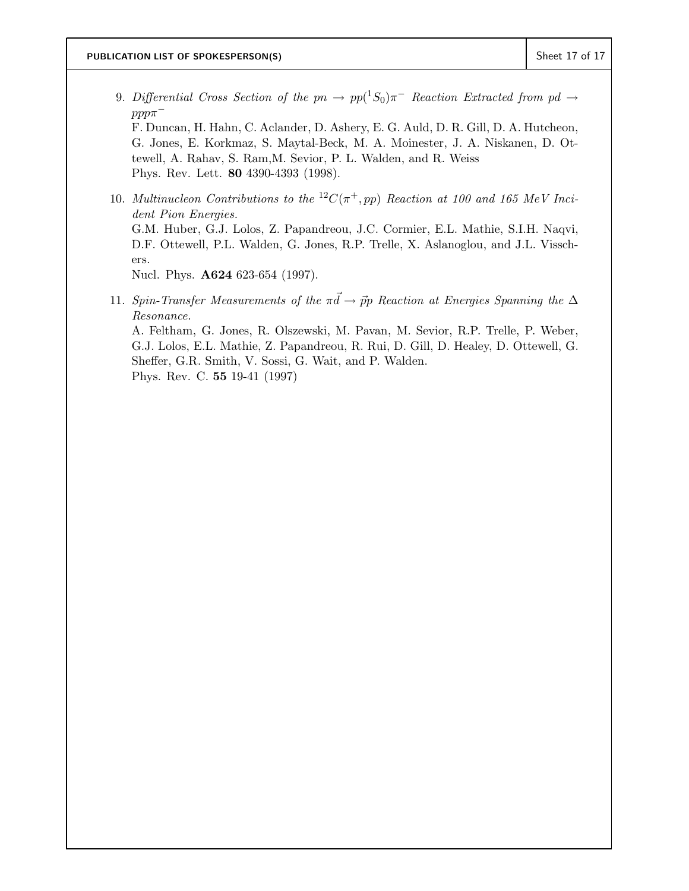9. *Differential Cross Section of the $pn \rightarrow pp(^1S_0)\pi^-$ Reaction Extracted from $pd \rightarrow ppp\pi^-$*
   F. Duncan, H. Hahn, C. Aclander, D. Ashery, E. G. Auld, D. R. Gill, D. A. Hutcheon, G. Jones, E. Korkmaz, S. Maytal-Beck, M. A. Moinester, J. A. Niskanen, D. Ottewell, A. Rahav, S. Ram,M. Sevior, P. L. Walden, and R. Weiss
   Phys. Rev. Lett. **80** 4390-4393 (1998).

10. *Multinucleon Contributions to the $^{12}C(\pi^+, pp)$ Reaction at 100 and 165 MeV Incident Pion Energies.*
    G.M. Huber, G.J. Lolos, Z. Papandreou, J.C. Cormier, E.L. Mathie, S.I.H. Naqvi, D.F. Ottewell, P.L. Walden, G. Jones, R.P. Trelle, X. Aslanoglou, and J.L. Visschers.
    Nucl. Phys. **A624** 623-654 (1997).

11. *Spin-Transfer Measurements of the $\pi\vec{d} \rightarrow \vec{p}p$ Reaction at Energies Spanning the $\Delta$ Resonance.*
    A. Feltham, G. Jones, R. Olszewski, M. Pavan, M. Sevior, R.P. Trelle, P. Weber, G.J. Lolos, E.L. Mathie, Z. Papandreou, R. Rui, D. Gill, D. Healey, D. Ottewell, G. Sheffer, G.R. Smith, V. Sossi, G. Wait, and P. Walden.
    Phys. Rev. C. **55** 19-41 (1997)